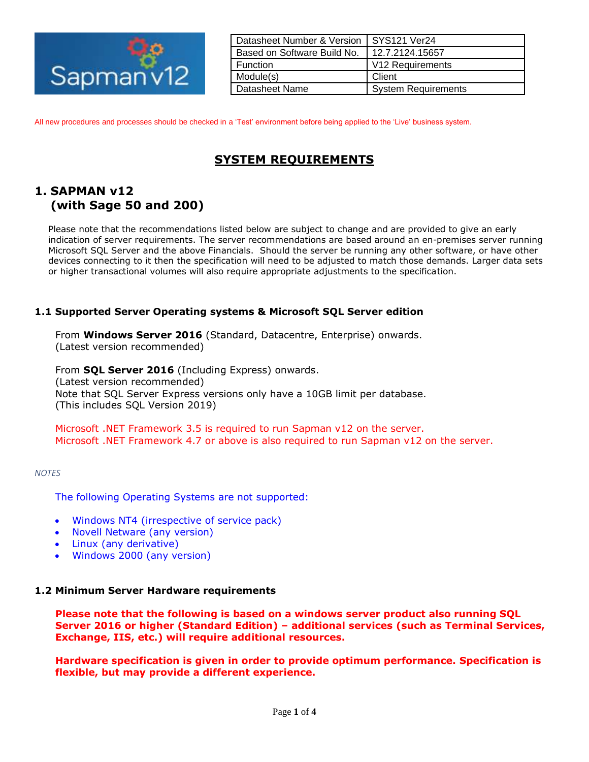Sapman v12

| Datasheet Number & Version | SYS121 Ver24 |
| --- | --- |
| Based on Software Build No. | 12.7.2124.15657 |
| Function | V12 Requirements |
| Module(s) | Client |
| Datasheet Name | System Requirements |

All new procedures and processes should be checked in a 'Test' environment before being applied to the 'Live' business system.

# SYSTEM REQUIREMENTS

## 1. SAPMAN v12 (with Sage 50 and 200)

Please note that the recommendations listed below are subject to change and are provided to give an early indication of server requirements. The server recommendations are based around an en-premises server running Microsoft SQL Server and the above Financials. Should the server be running any other software, or have other devices connecting to it then the specification will need to be adjusted to match those demands. Larger data sets or higher transactional volumes will also require appropriate adjustments to the specification.

### 1.1 Supported Server Operating systems & Microsoft SQL Server edition

From **Windows Server 2016** (Standard, Datacentre, Enterprise) onwards.
(Latest version recommended)

From **SQL Server 2016** (Including Express) onwards.
(Latest version recommended)
Note that SQL Server Express versions only have a 10GB limit per database.
(This includes SQL Version 2019)

Microsoft .NET Framework 3.5 is required to run Sapman v12 on the server.
Microsoft .NET Framework 4.7 or above is also required to run Sapman v12 on the server.

*NOTES*

The following Operating Systems are not supported:

- Windows NT4 (irrespective of service pack)
- Novell Netware (any version)
- Linux (any derivative)
- Windows 2000 (any version)

### 1.2 Minimum Server Hardware requirements

**Please note that the following is based on a windows server product also running SQL Server 2016 or higher (Standard Edition) – additional services (such as Terminal Services, Exchange, IIS, etc.) will require additional resources.**

**Hardware specification is given in order to provide optimum performance. Specification is flexible, but may provide a different experience.**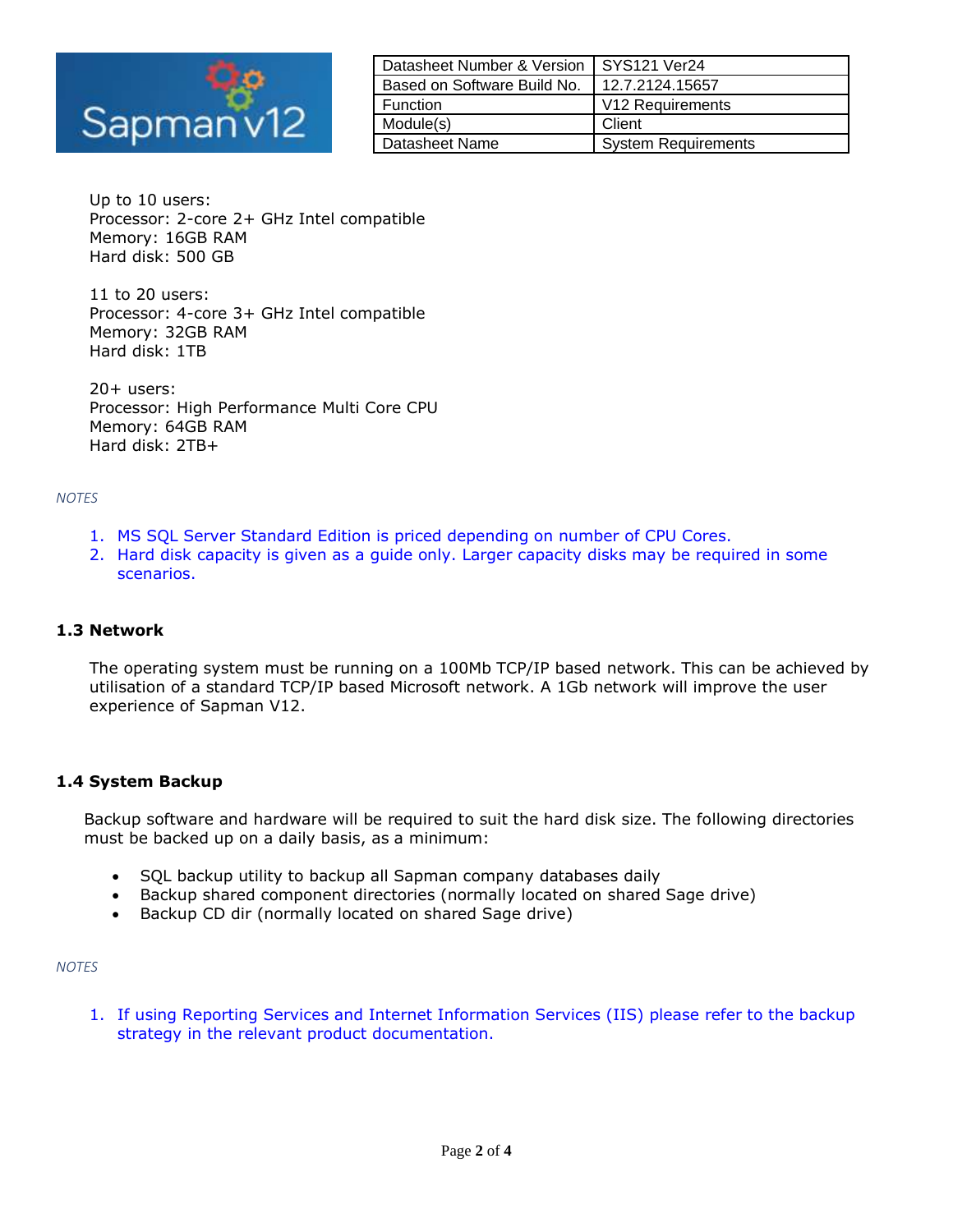| Datasheet Number & Version | SYS121 Ver24 |
| --- | --- |
| Based on Software Build No. | 12.7.2124.15657 |
| Function | V12 Requirements |
| Module(s) | Client |
| Datasheet Name | System Requirements |

Up to 10 users:
Processor: 2-core 2+ GHz Intel compatible
Memory: 16GB RAM
Hard disk: 500 GB

11 to 20 users:
Processor: 4-core 3+ GHz Intel compatible
Memory: 32GB RAM
Hard disk: 1TB

20+ users:
Processor: High Performance Multi Core CPU
Memory: 64GB RAM
Hard disk: 2TB+

*NOTES*

1. MS SQL Server Standard Edition is priced depending on number of CPU Cores.
2. Hard disk capacity is given as a guide only. Larger capacity disks may be required in some scenarios.

### 1.3 Network

The operating system must be running on a 100Mb TCP/IP based network. This can be achieved by utilisation of a standard TCP/IP based Microsoft network. A 1Gb network will improve the user experience of Sapman V12.

### 1.4 System Backup

Backup software and hardware will be required to suit the hard disk size. The following directories must be backed up on a daily basis, as a minimum:

- SQL backup utility to backup all Sapman company databases daily
- Backup shared component directories (normally located on shared Sage drive)
- Backup CD dir (normally located on shared Sage drive)

*NOTES*

1. If using Reporting Services and Internet Information Services (IIS) please refer to the backup strategy in the relevant product documentation.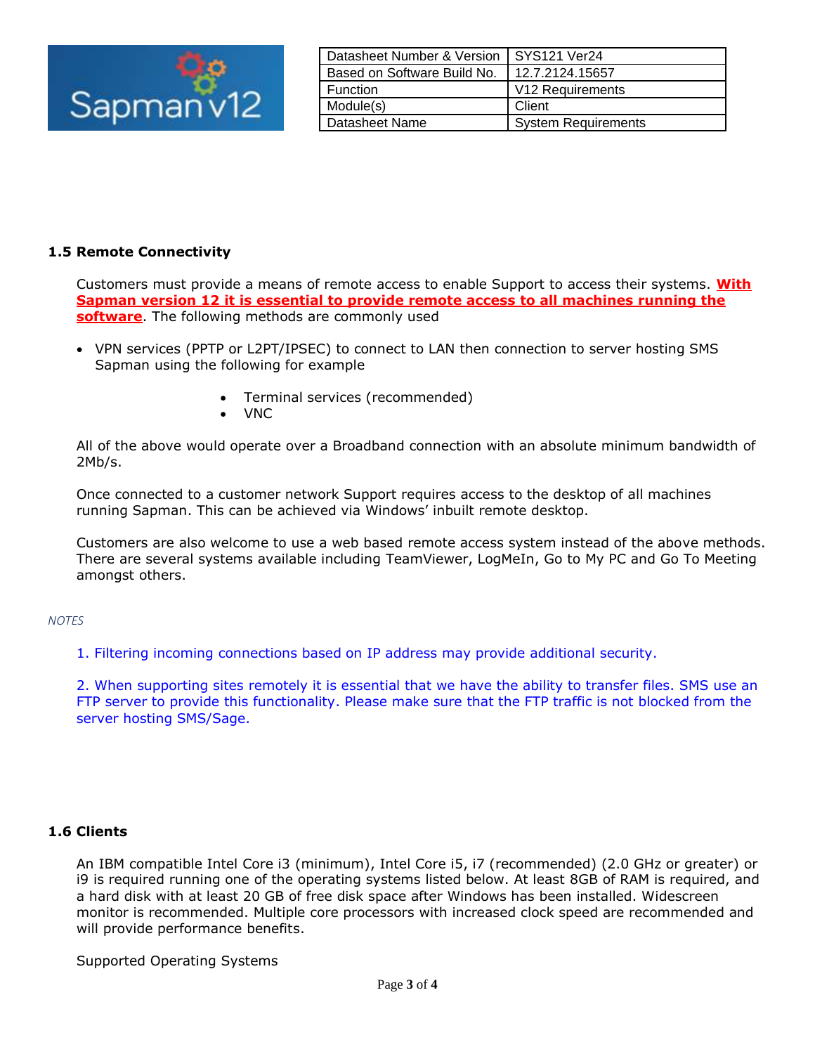| Datasheet Number & Version | SYS121 Ver24 |
|---|---|
| Based on Software Build No. | 12.7.2124.15657 |
| Function | V12 Requirements |
| Module(s) | Client |
| Datasheet Name | System Requirements |

### 1.5 Remote Connectivity

Customers must provide a means of remote access to enable Support to access their systems. **With Sapman version 12 it is essential to provide remote access to all machines running the software**. The following methods are commonly used

- VPN services (PPTP or L2PT/IPSEC) to connect to LAN then connection to server hosting SMS Sapman using the following for example
    - Terminal services (recommended)
    - VNC

All of the above would operate over a Broadband connection with an absolute minimum bandwidth of 2Mb/s.

Once connected to a customer network Support requires access to the desktop of all machines running Sapman. This can be achieved via Windows' inbuilt remote desktop.

Customers are also welcome to use a web based remote access system instead of the above methods. There are several systems available including TeamViewer, LogMeIn, Go to My PC and Go To Meeting amongst others.

*NOTES*

1. Filtering incoming connections based on IP address may provide additional security.

2. When supporting sites remotely it is essential that we have the ability to transfer files. SMS use an FTP server to provide this functionality. Please make sure that the FTP traffic is not blocked from the server hosting SMS/Sage.

### 1.6 Clients

An IBM compatible Intel Core i3 (minimum), Intel Core i5, i7 (recommended) (2.0 GHz or greater) or i9 is required running one of the operating systems listed below. At least 8GB of RAM is required, and a hard disk with at least 20 GB of free disk space after Windows has been installed. Widescreen monitor is recommended. Multiple core processors with increased clock speed are recommended and will provide performance benefits.

Supported Operating Systems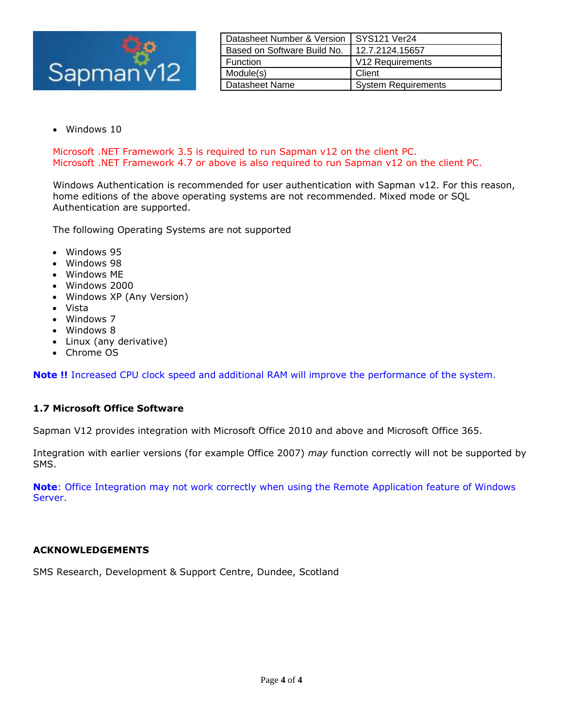- Windows 10

Microsoft .NET Framework 3.5 is required to run Sapman v12 on the client PC.
Microsoft .NET Framework 4.7 or above is also required to run Sapman v12 on the client PC.

Windows Authentication is recommended for user authentication with Sapman v12. For this reason, home editions of the above operating systems are not recommended. Mixed mode or SQL Authentication are supported.

The following Operating Systems are not supported

- Windows 95
- Windows 98
- Windows ME
- Windows 2000
- Windows XP (Any Version)
- Vista
- Windows 7
- Windows 8
- Linux (any derivative)
- Chrome OS

**Note !!** Increased CPU clock speed and additional RAM will improve the performance of the system.

### 1.7 Microsoft Office Software

Sapman V12 provides integration with Microsoft Office 2010 and above and Microsoft Office 365.

Integration with earlier versions (for example Office 2007) *may* function correctly will not be supported by SMS.

**Note**: Office Integration may not work correctly when using the Remote Application feature of Windows Server.

### ACKNOWLEDGEMENTS

SMS Research, Development & Support Centre, Dundee, Scotland